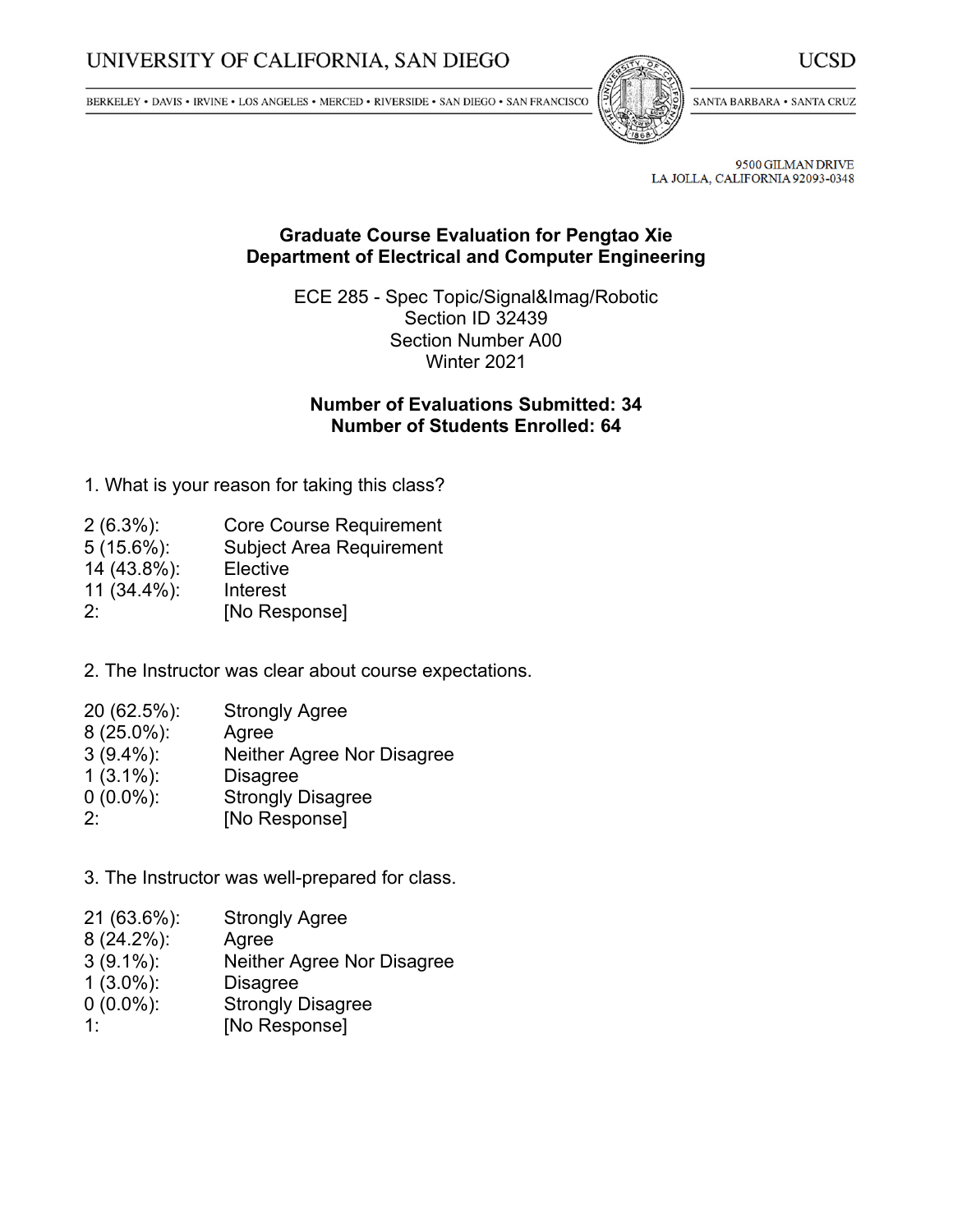UNIVERSITY OF CALIFORNIA, SAN DIEGO — UCSD

BERKELEY • DAVIS • IRVINE • LOS ANGELES • MERCED • RIVERSIDE • SAN DIEGO • SAN FRANCISCO — SANTA BARBARA • SANTA CRUZ

9500 GILMAN DRIVE
LA JOLLA, CALIFORNIA 92093-0348

## Graduate Course Evaluation for Pengtao Xie
## Department of Electrical and Computer Engineering

ECE 285 - Spec Topic/Signal&Imag/Robotic
Section ID 32439
Section Number A00
Winter 2021

**Number of Evaluations Submitted: 34**
**Number of Students Enrolled: 64**

1. What is your reason for taking this class?

| | |
|---|---|
| 2 (6.3%): | Core Course Requirement |
| 5 (15.6%): | Subject Area Requirement |
| 14 (43.8%): | Elective |
| 11 (34.4%): | Interest |
| 2: | [No Response] |

2. The Instructor was clear about course expectations.

| | |
|---|---|
| 20 (62.5%): | Strongly Agree |
| 8 (25.0%): | Agree |
| 3 (9.4%): | Neither Agree Nor Disagree |
| 1 (3.1%): | Disagree |
| 0 (0.0%): | Strongly Disagree |
| 2: | [No Response] |

3. The Instructor was well-prepared for class.

| | |
|---|---|
| 21 (63.6%): | Strongly Agree |
| 8 (24.2%): | Agree |
| 3 (9.1%): | Neither Agree Nor Disagree |
| 1 (3.0%): | Disagree |
| 0 (0.0%): | Strongly Disagree |
| 1: | [No Response] |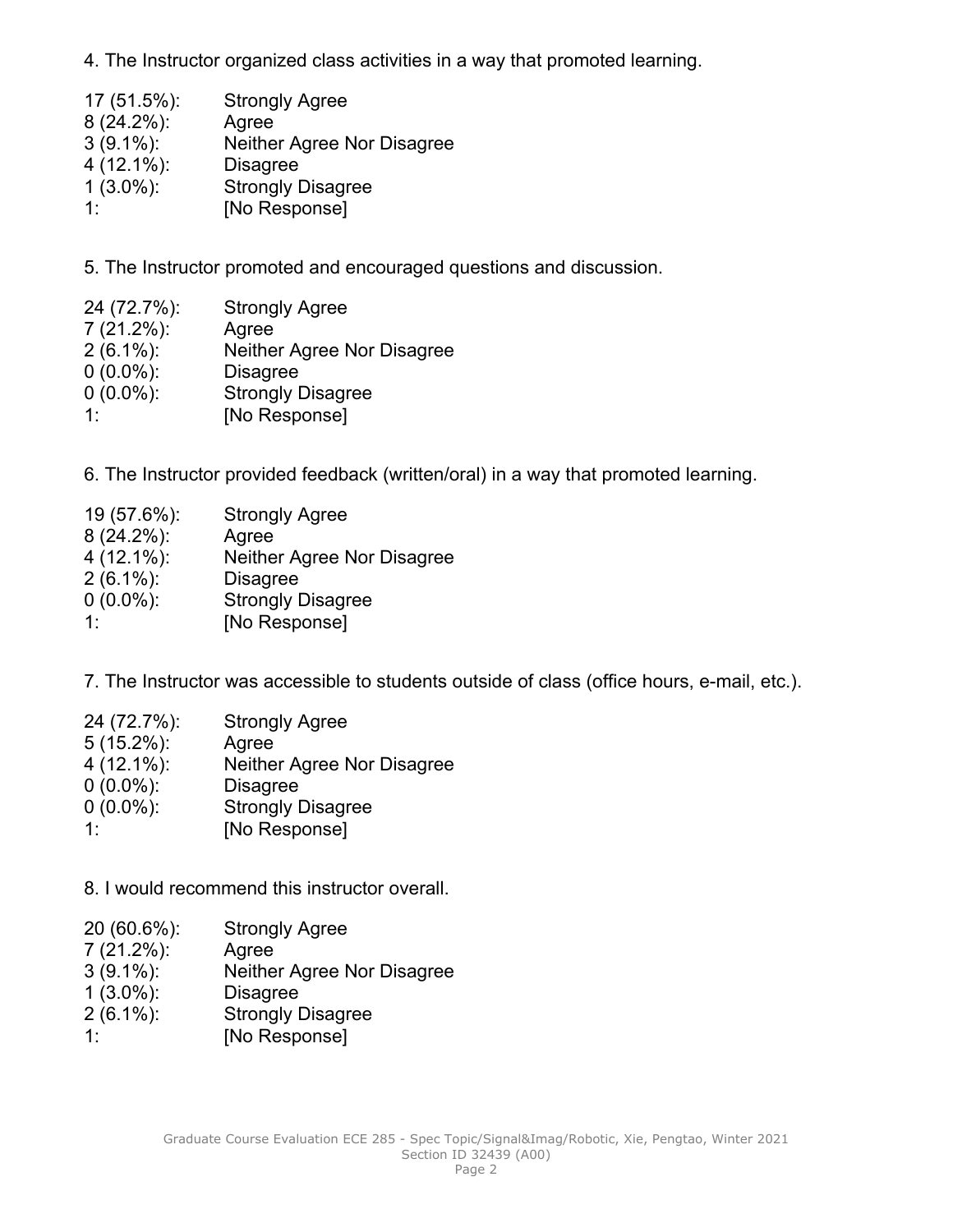4. The Instructor organized class activities in a way that promoted learning.

17 (51.5%): Strongly Agree
8 (24.2%): Agree
3 (9.1%): Neither Agree Nor Disagree
4 (12.1%): Disagree
1 (3.0%): Strongly Disagree
1: [No Response]

5. The Instructor promoted and encouraged questions and discussion.

24 (72.7%): Strongly Agree
7 (21.2%): Agree
2 (6.1%): Neither Agree Nor Disagree
0 (0.0%): Disagree
0 (0.0%): Strongly Disagree
1: [No Response]

6. The Instructor provided feedback (written/oral) in a way that promoted learning.

19 (57.6%): Strongly Agree
8 (24.2%): Agree
4 (12.1%): Neither Agree Nor Disagree
2 (6.1%): Disagree
0 (0.0%): Strongly Disagree
1: [No Response]

7. The Instructor was accessible to students outside of class (office hours, e-mail, etc.).

24 (72.7%): Strongly Agree
5 (15.2%): Agree
4 (12.1%): Neither Agree Nor Disagree
0 (0.0%): Disagree
0 (0.0%): Strongly Disagree
1: [No Response]

8. I would recommend this instructor overall.

20 (60.6%): Strongly Agree
7 (21.2%): Agree
3 (9.1%): Neither Agree Nor Disagree
1 (3.0%): Disagree
2 (6.1%): Strongly Disagree
1: [No Response]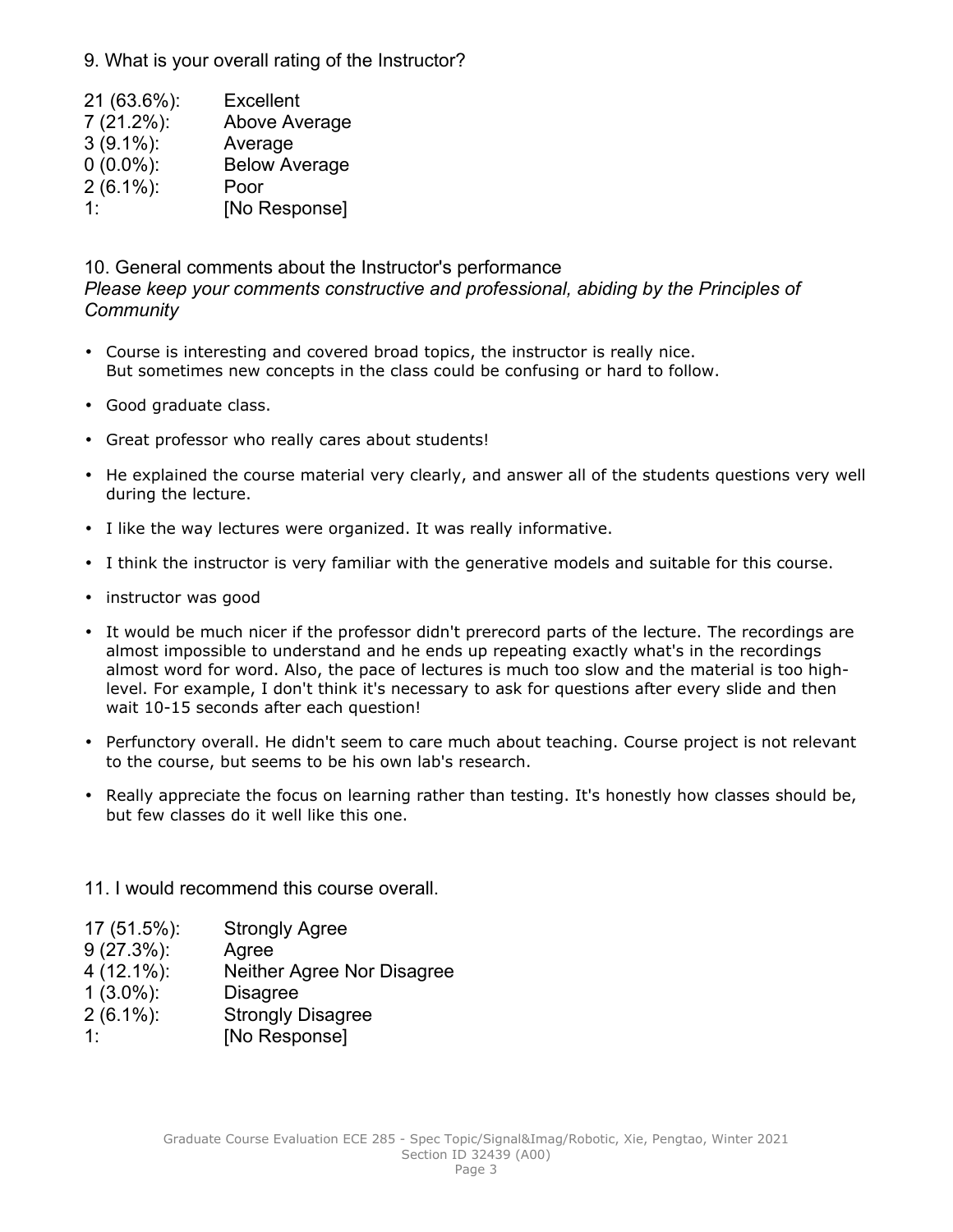9. What is your overall rating of the Instructor?

| | |
|---|---|
| 21 (63.6%): | Excellent |
| 7 (21.2%): | Above Average |
| 3 (9.1%): | Average |
| 0 (0.0%): | Below Average |
| 2 (6.1%): | Poor |
| 1: | [No Response] |

10. General comments about the Instructor's performance
*Please keep your comments constructive and professional, abiding by the Principles of Community*

- Course is interesting and covered broad topics, the instructor is really nice.
  But sometimes new concepts in the class could be confusing or hard to follow.
- Good graduate class.
- Great professor who really cares about students!
- He explained the course material very clearly, and answer all of the students questions very well during the lecture.
- I like the way lectures were organized. It was really informative.
- I think the instructor is very familiar with the generative models and suitable for this course.
- instructor was good
- It would be much nicer if the professor didn't prerecord parts of the lecture. The recordings are almost impossible to understand and he ends up repeating exactly what's in the recordings almost word for word. Also, the pace of lectures is much too slow and the material is too high-level. For example, I don't think it's necessary to ask for questions after every slide and then wait 10-15 seconds after each question!
- Perfunctory overall. He didn't seem to care much about teaching. Course project is not relevant to the course, but seems to be his own lab's research.
- Really appreciate the focus on learning rather than testing. It's honestly how classes should be, but few classes do it well like this one.

11. I would recommend this course overall.

| | |
|---|---|
| 17 (51.5%): | Strongly Agree |
| 9 (27.3%): | Agree |
| 4 (12.1%): | Neither Agree Nor Disagree |
| 1 (3.0%): | Disagree |
| 2 (6.1%): | Strongly Disagree |
| 1: | [No Response] |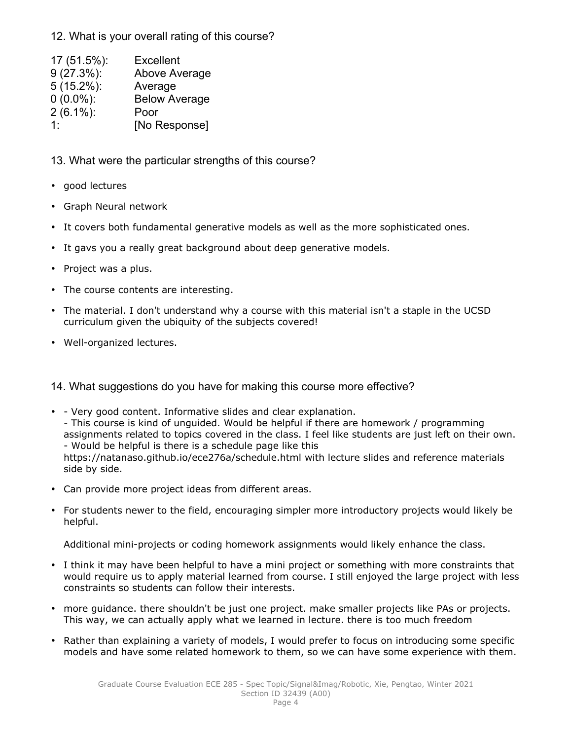## 12. What is your overall rating of this course?

| | |
|---|---|
| 17 (51.5%): | Excellent |
| 9 (27.3%): | Above Average |
| 5 (15.2%): | Average |
| 0 (0.0%): | Below Average |
| 2 (6.1%): | Poor |
| 1: | [No Response] |

## 13. What were the particular strengths of this course?

- good lectures
- Graph Neural network
- It covers both fundamental generative models as well as the more sophisticated ones.
- It gavs you a really great background about deep generative models.
- Project was a plus.
- The course contents are interesting.
- The material. I don't understand why a course with this material isn't a staple in the UCSD curriculum given the ubiquity of the subjects covered!
- Well-organized lectures.

## 14. What suggestions do you have for making this course more effective?

- - Very good content. Informative slides and clear explanation.
  - This course is kind of unguided. Would be helpful if there are homework / programming assignments related to topics covered in the class. I feel like students are just left on their own.
  - Would be helpful is there is a schedule page like this https://natanaso.github.io/ece276a/schedule.html with lecture slides and reference materials side by side.
- Can provide more project ideas from different areas.
- For students newer to the field, encouraging simpler more introductory projects would likely be helpful.

  Additional mini-projects or coding homework assignments would likely enhance the class.
- I think it may have been helpful to have a mini project or something with more constraints that would require us to apply material learned from course. I still enjoyed the large project with less constraints so students can follow their interests.
- more guidance. there shouldn't be just one project. make smaller projects like PAs or projects. This way, we can actually apply what we learned in lecture. there is too much freedom
- Rather than explaining a variety of models, I would prefer to focus on introducing some specific models and have some related homework to them, so we can have some experience with them.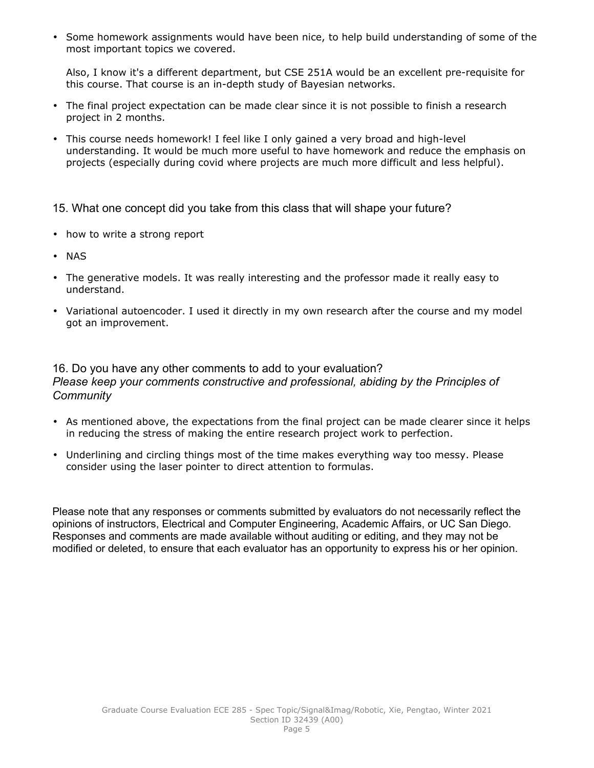- Some homework assignments would have been nice, to help build understanding of some of the most important topics we covered.

  Also, I know it's a different department, but CSE 251A would be an excellent pre-requisite for this course. That course is an in-depth study of Bayesian networks.

- The final project expectation can be made clear since it is not possible to finish a research project in 2 months.

- This course needs homework! I feel like I only gained a very broad and high-level understanding. It would be much more useful to have homework and reduce the emphasis on projects (especially during covid where projects are much more difficult and less helpful).

## 15. What one concept did you take from this class that will shape your future?

- how to write a strong report

- NAS

- The generative models. It was really interesting and the professor made it really easy to understand.

- Variational autoencoder. I used it directly in my own research after the course and my model got an improvement.

## 16. Do you have any other comments to add to your evaluation?

*Please keep your comments constructive and professional, abiding by the Principles of Community*

- As mentioned above, the expectations from the final project can be made clearer since it helps in reducing the stress of making the entire research project work to perfection.

- Underlining and circling things most of the time makes everything way too messy. Please consider using the laser pointer to direct attention to formulas.

Please note that any responses or comments submitted by evaluators do not necessarily reflect the opinions of instructors, Electrical and Computer Engineering, Academic Affairs, or UC San Diego. Responses and comments are made available without auditing or editing, and they may not be modified or deleted, to ensure that each evaluator has an opportunity to express his or her opinion.